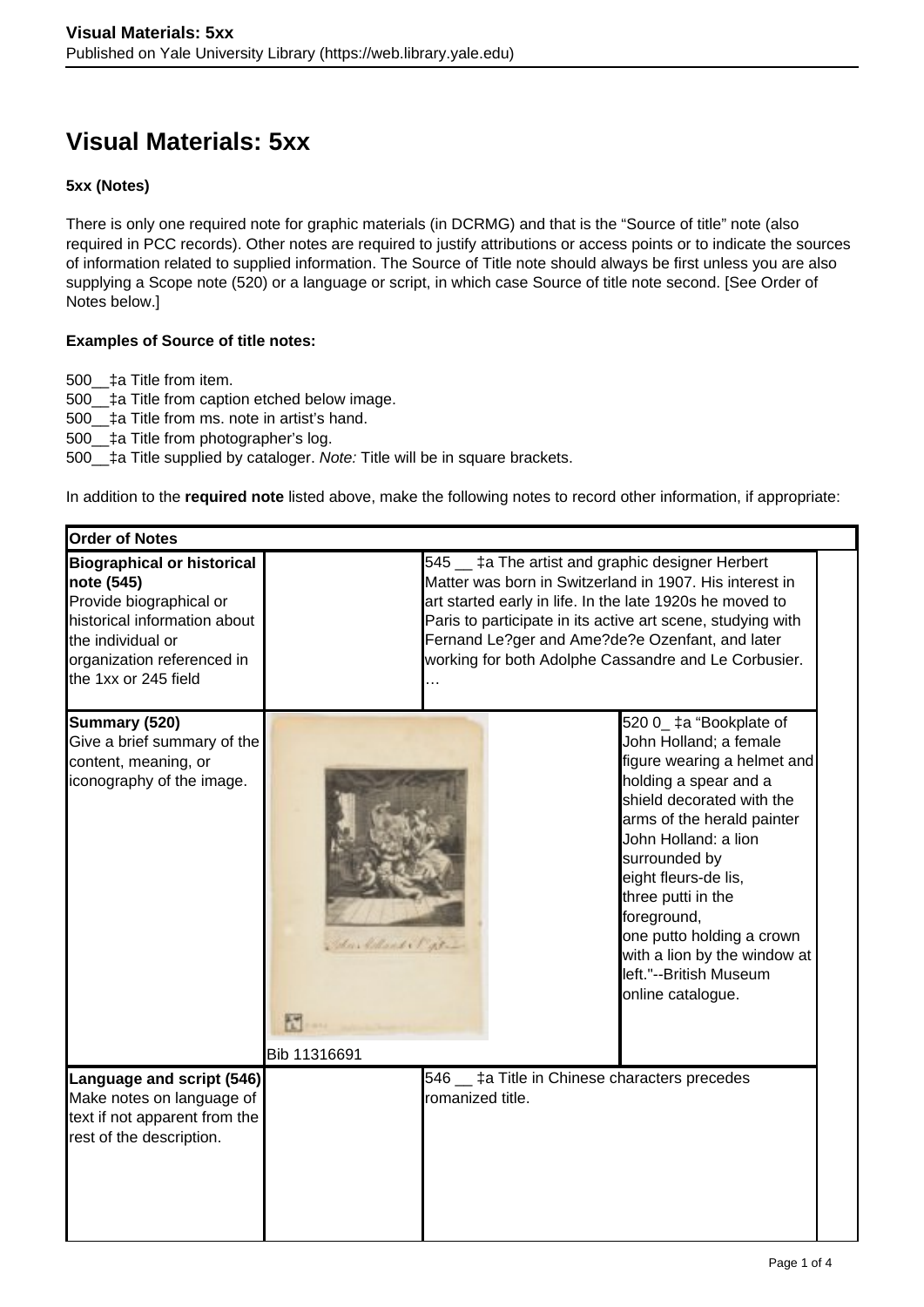# Visual Materials: 5xx

**5xx (Notes)**

There is only one required note for graphic materials (in DCRMG) and that is the "Source of title" note (also required in PCC records). Other notes are required to justify attributions or access points or to indicate the sources of information related to supplied information. The Source of Title note should always be first unless you are also supplying a Scope note (520) or a language or script, in which case Source of title note second. [See Order of Notes below.]

**Examples of Source of title notes:**

500__‡a Title from item.
500__‡a Title from caption etched below image.
500__‡a Title from ms. note in artist's hand.
500__‡a Title from photographer's log.
500__‡a Title supplied by cataloger. *Note:* Title will be in square brackets.

In addition to the **required note** listed above, make the following notes to record other information, if appropriate:

| **Order of Notes** | | | | |
|---|---|---|---|---|
| **Biographical or historical note (545)** Provide biographical or historical information about the individual or organization referenced in the 1xx or 245 field | | 545 __ ‡a The artist and graphic designer Herbert Matter was born in Switzerland in 1907. His interest in art started early in life. In the late 1920s he moved to Paris to participate in its active art scene, studying with Fernand Le?ger and Ame?de?e Ozenfant, and later working for both Adolphe Cassandre and Le Corbusier. … | | |
| **Summary (520)** Give a brief summary of the content, meaning, or iconography of the image. | Bib 11316691 | | 520 0_ ‡a "Bookplate of John Holland; a female figure wearing a helmet and holding a spear and a shield decorated with the arms of the herald painter John Holland: a lion surrounded by eight fleurs-de lis, three putti in the foreground, one putto holding a crown with a lion by the window at left."--British Museum online catalogue. | |
| **Language and script (546)** Make notes on language of text if not apparent from the rest of the description. | | 546 __ ‡a Title in Chinese characters precedes romanized title. | | |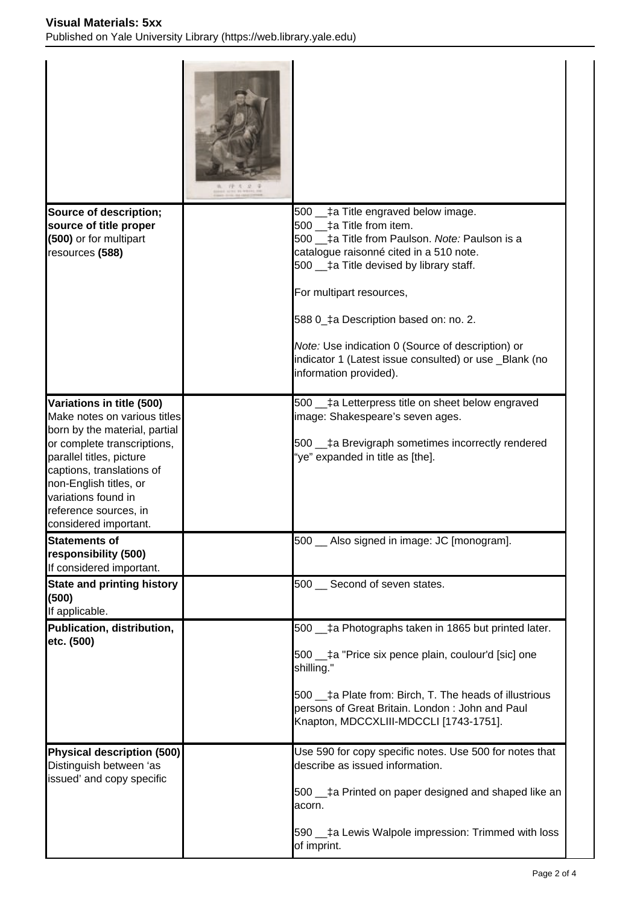| | | |
|---|---|---|
| | | |
| **Source of description; source of title proper (500)** or for multipart resources **(588)** | | 500 __‡a Title engraved below image.<br>500 __‡a Title from item.<br>500 __‡a Title from Paulson. *Note:* Paulson is a catalogue raisonné cited in a 510 note.<br>500 __‡a Title devised by library staff.<br><br>For multipart resources,<br><br>588 0_‡a Description based on: no. 2.<br><br>*Note:* Use indication 0 (Source of description) or indicator 1 (Latest issue consulted) or use _Blank (no information provided). |
| **Variations in title (500)**<br>Make notes on various titles born by the material, partial or complete transcriptions, parallel titles, picture captions, translations of non-English titles, or variations found in reference sources, in considered important. | | 500 __‡a Letterpress title on sheet below engraved image: Shakespeare's seven ages.<br><br>500 __‡a Brevigraph sometimes incorrectly rendered "ye" expanded in title as [the]. |
| **Statements of responsibility (500)**<br>If considered important. | | 500 __ Also signed in image: JC [monogram]. |
| **State and printing history (500)**<br>If applicable. | | 500 __ Second of seven states. |
| **Publication, distribution, etc. (500)** | | 500 __‡a Photographs taken in 1865 but printed later.<br><br>500 __‡a "Price six pence plain, coulour'd [sic] one shilling."<br><br>500 __‡a Plate from: Birch, T. The heads of illustrious persons of Great Britain. London : John and Paul Knapton, MDCCXLIII-MDCCLI [1743-1751]. |
| **Physical description (500)**<br>Distinguish between 'as issued' and copy specific | | Use 590 for copy specific notes. Use 500 for notes that describe as issued information.<br><br>500 __‡a Printed on paper designed and shaped like an acorn.<br><br>590 __‡a Lewis Walpole impression: Trimmed with loss of imprint. |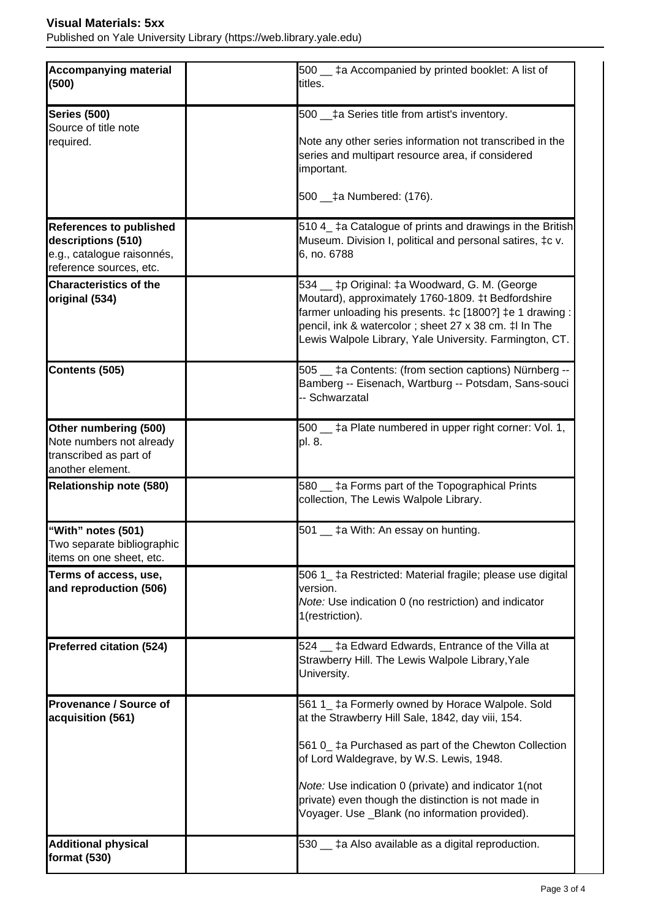| Accompanying material (500) | | 500 __ ‡a Accompanied by printed booklet: A list of titles. |
|---|---|---|
| **Series (500)** Source of title note required. | | 500 __‡a Series title from artist's inventory. Note any other series information not transcribed in the series and multipart resource area, if considered important. 500 __‡a Numbered: (176). |
| **References to published descriptions (510)** e.g., catalogue raisonnés, reference sources, etc. | | 510 4_ ‡a Catalogue of prints and drawings in the British Museum. Division I, political and personal satires, ‡c v. 6, no. 6788 |
| **Characteristics of the original (534)** | | 534 __ ‡p Original: ‡a Woodward, G. M. (George Moutard), approximately 1760-1809. ‡t Bedfordshire farmer unloading his presents. ‡c [1800?] ‡e 1 drawing : pencil, ink & watercolor ; sheet 27 x 38 cm. ‡l In The Lewis Walpole Library, Yale University. Farmington, CT. |
| **Contents (505)** | | 505 __ ‡a Contents: (from section captions) Nürnberg -- Bamberg -- Eisenach, Wartburg -- Potsdam, Sans-souci -- Schwarzatal |
| **Other numbering (500)** Note numbers not already transcribed as part of another element. | | 500 __ ‡a Plate numbered in upper right corner: Vol. 1, pl. 8. |
| **Relationship note (580)** | | 580 __ ‡a Forms part of the Topographical Prints collection, The Lewis Walpole Library. |
| **"With" notes (501)** Two separate bibliographic items on one sheet, etc. | | 501 __ ‡a With: An essay on hunting. |
| **Terms of access, use, and reproduction (506)** | | 506 1_ ‡a Restricted: Material fragile; please use digital version. *Note:* Use indication 0 (no restriction) and indicator 1(restriction). |
| **Preferred citation (524)** | | 524 __ ‡a Edward Edwards, Entrance of the Villa at Strawberry Hill. The Lewis Walpole Library,Yale University. |
| **Provenance / Source of acquisition (561)** | | 561 1_ ‡a Formerly owned by Horace Walpole. Sold at the Strawberry Hill Sale, 1842, day viii, 154. 561 0_ ‡a Purchased as part of the Chewton Collection of Lord Waldegrave, by W.S. Lewis, 1948. *Note:* Use indication 0 (private) and indicator 1(not private) even though the distinction is not made in Voyager. Use _Blank (no information provided). |
| **Additional physical format (530)** | | 530 __ ‡a Also available as a digital reproduction. |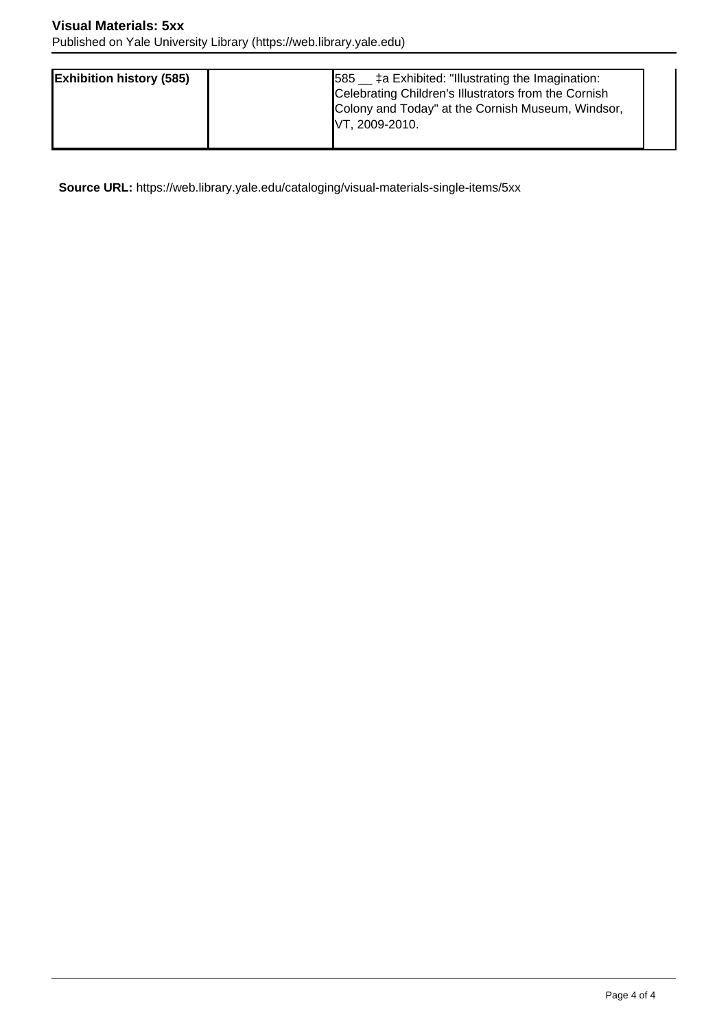| | | | |
|---|---|---|---|
| **Exhibition history (585)** | | 585 __ ‡a Exhibited: "Illustrating the Imagination: Celebrating Children's Illustrators from the Cornish Colony and Today" at the Cornish Museum, Windsor, VT, 2009-2010. | |

**Source URL:** https://web.library.yale.edu/cataloging/visual-materials-single-items/5xx